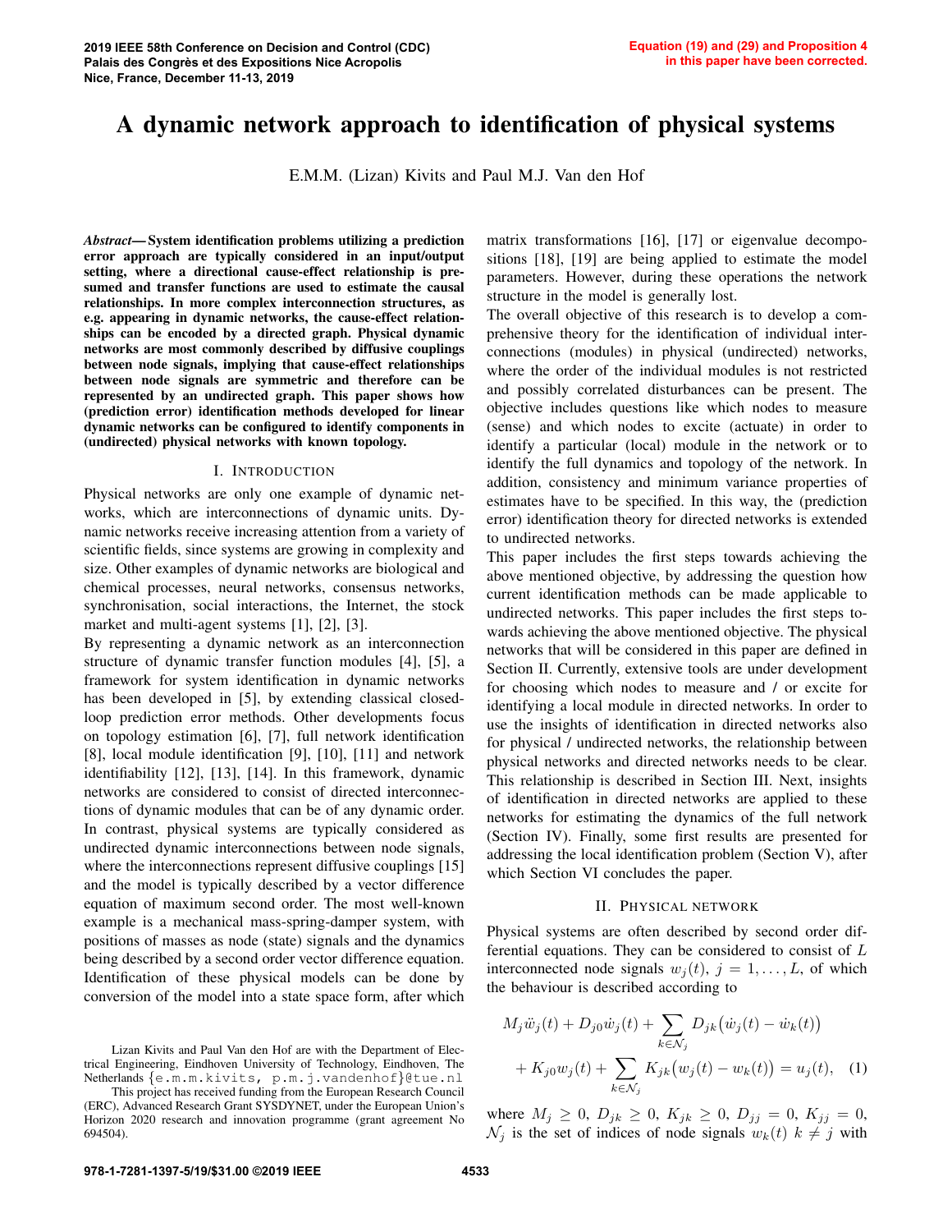Equation (19) and (29) and Proposition 4 in this paper have been corrected.

# A dynamic network approach to identification of physical systems

E.M.M. (Lizan) Kivits and Paul M.J. Van den Hof

***Abstract*— System identification problems utilizing a prediction error approach are typically considered in an input/output setting, where a directional cause-effect relationship is presumed and transfer functions are used to estimate the causal relationships. In more complex interconnection structures, as e.g. appearing in dynamic networks, the cause-effect relationships can be encoded by a directed graph. Physical dynamic networks are most commonly described by diffusive couplings between node signals, implying that cause-effect relationships between node signals are symmetric and therefore can be represented by an undirected graph. This paper shows how (prediction error) identification methods developed for linear dynamic networks can be configured to identify components in (undirected) physical networks with known topology.**

## I. Introduction

Physical networks are only one example of dynamic networks, which are interconnections of dynamic units. Dynamic networks receive increasing attention from a variety of scientific fields, since systems are growing in complexity and size. Other examples of dynamic networks are biological and chemical processes, neural networks, consensus networks, synchronisation, social interactions, the Internet, the stock market and multi-agent systems [1], [2], [3].

By representing a dynamic network as an interconnection structure of dynamic transfer function modules [4], [5], a framework for system identification in dynamic networks has been developed in [5], by extending classical closed-loop prediction error methods. Other developments focus on topology estimation [6], [7], full network identification [8], local module identification [9], [10], [11] and network identifiability [12], [13], [14]. In this framework, dynamic networks are considered to consist of directed interconnections of dynamic modules that can be of any dynamic order. In contrast, physical systems are typically considered as undirected dynamic interconnections between node signals, where the interconnections represent diffusive couplings [15] and the model is typically described by a vector difference equation of maximum second order. The most well-known example is a mechanical mass-spring-damper system, with positions of masses as node (state) signals and the dynamics being described by a second order vector difference equation. Identification of these physical models can be done by conversion of the model into a state space form, after which matrix transformations [16], [17] or eigenvalue decompositions [18], [19] are being applied to estimate the model parameters. However, during these operations the network structure in the model is generally lost.

The overall objective of this research is to develop a comprehensive theory for the identification of individual interconnections (modules) in physical (undirected) networks, where the order of the individual modules is not restricted and possibly correlated disturbances can be present. The objective includes questions like which nodes to measure (sense) and which nodes to excite (actuate) in order to identify a particular (local) module in the network or to identify the full dynamics and topology of the network. In addition, consistency and minimum variance properties of estimates have to be specified. In this way, the (prediction error) identification theory for directed networks is extended to undirected networks.

This paper includes the first steps towards achieving the above mentioned objective, by addressing the question how current identification methods can be made applicable to undirected networks. This paper includes the first steps towards achieving the above mentioned objective. The physical networks that will be considered in this paper are defined in Section II. Currently, extensive tools are under development for choosing which nodes to measure and / or excite for identifying a local module in directed networks. In order to use the insights of identification in directed networks also for physical / undirected networks, the relationship between physical networks and directed networks needs to be clear. This relationship is described in Section III. Next, insights of identification in directed networks are applied to these networks for estimating the dynamics of the full network (Section IV). Finally, some first results are presented for addressing the local identification problem (Section V), after which Section VI concludes the paper.

## II. Physical network

Physical systems are often described by second order differential equations. They can be considered to consist of $L$ interconnected node signals $w_j(t)$, $j = 1, \dots, L$, of which the behaviour is described according to

$$M_j\ddot{w}_j(t) + D_{j0}\dot{w}_j(t) + \sum_{k\in\mathcal{N}_j} D_{jk}\big(\dot{w}_j(t) - \dot{w}_k(t)\big) + K_{j0}w_j(t) + \sum_{k\in\mathcal{N}_j} K_{jk}\big(w_j(t) - w_k(t)\big) = u_j(t), \quad (1)$$

where $M_j \geq 0$, $D_{jk} \geq 0$, $K_{jk} \geq 0$, $D_{jj} = 0$, $K_{jj} = 0$, $\mathcal{N}_j$ is the set of indices of node signals $w_k(t)$ $k \neq j$ with

Lizan Kivits and Paul Van den Hof are with the Department of Electrical Engineering, Eindhoven University of Technology, Eindhoven, The Netherlands {e.m.m.kivits, p.m.j.vandenhof}@tue.nl

This project has received funding from the European Research Council (ERC), Advanced Research Grant SYSDYNET, under the European Union's Horizon 2020 research and innovation programme (grant agreement No 694504).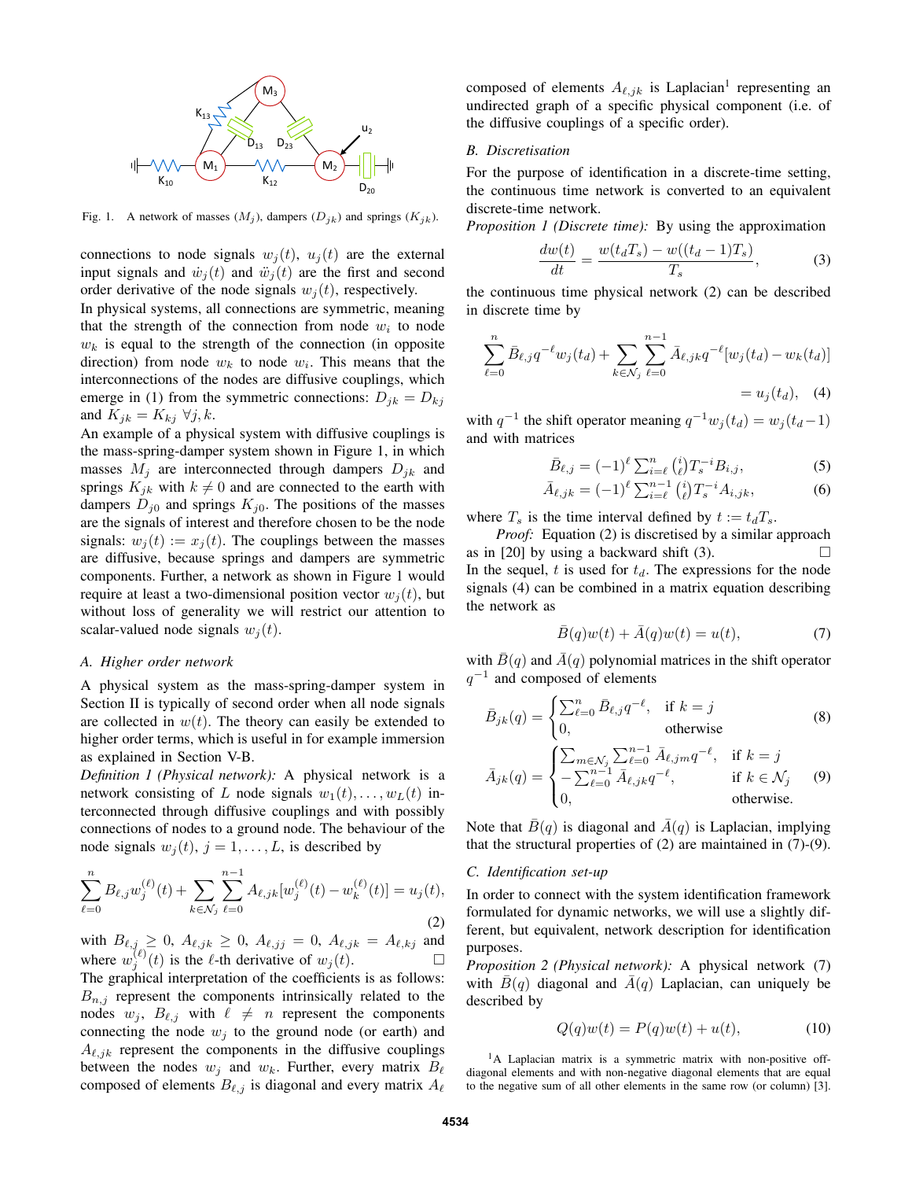Fig. 1. A network of masses ($M_j$), dampers ($D_{jk}$) and springs ($K_{jk}$).

connections to node signals $w_j(t)$, $u_j(t)$ are the external input signals and $\dot{w}_j(t)$ and $\ddot{w}_j(t)$ are the first and second order derivative of the node signals $w_j(t)$, respectively.

In physical systems, all connections are symmetric, meaning that the strength of the connection from node $w_i$ to node $w_k$ is equal to the strength of the connection (in opposite direction) from node $w_k$ to node $w_i$. This means that the interconnections of the nodes are diffusive couplings, which emerge in (1) from the symmetric connections: $D_{jk} = D_{kj}$ and $K_{jk} = K_{kj}$ $\forall j, k$.

An example of a physical system with diffusive couplings is the mass-spring-damper system shown in Figure 1, in which masses $M_j$ are interconnected through dampers $D_{jk}$ and springs $K_{jk}$ with $k \neq 0$ and are connected to the earth with dampers $D_{j0}$ and springs $K_{j0}$. The positions of the masses are the signals of interest and therefore chosen to be the node signals: $w_j(t) := x_j(t)$. The couplings between the masses are diffusive, because springs and dampers are symmetric components. Further, a network as shown in Figure 1 would require at least a two-dimensional position vector $w_j(t)$, but without loss of generality we will restrict our attention to scalar-valued node signals $w_j(t)$.

### A. Higher order network

A physical system as the mass-spring-damper system in Section II is typically of second order when all node signals are collected in $w(t)$. The theory can easily be extended to higher order terms, which is useful in for example immersion as explained in Section V-B.

*Definition 1 (Physical network):* A physical network is a network consisting of $L$ node signals $w_1(t), \dots, w_L(t)$ interconnected through diffusive couplings and with possibly connections of nodes to a ground node. The behaviour of the node signals $w_j(t)$, $j = 1, \dots, L$, is described by

$$\sum_{\ell=0}^{n} B_{\ell,j} w_j^{(\ell)}(t) + \sum_{k \in \mathcal{N}_j} \sum_{\ell=0}^{n-1} A_{\ell,jk} [w_j^{(\ell)}(t) - w_k^{(\ell)}(t)] = u_j(t), \tag{2}$$

with $B_{\ell,j} \geq 0$, $A_{\ell,jk} \geq 0$, $A_{\ell,jj} = 0$, $A_{\ell,jk} = A_{\ell,kj}$ and where $w_j^{(\ell)}(t)$ is the $\ell$-th derivative of $w_j(t)$. □

The graphical interpretation of the coefficients is as follows: $B_{n,j}$ represent the components intrinsically related to the nodes $w_j$, $B_{\ell,j}$ with $\ell \neq n$ represent the components connecting the node $w_j$ to the ground node (or earth) and $A_{\ell,jk}$ represent the components in the diffusive couplings between the nodes $w_j$ and $w_k$. Further, every matrix $B_\ell$ composed of elements $B_{\ell,j}$ is diagonal and every matrix $A_\ell$ composed of elements $A_{\ell,jk}$ is Laplacian[1] representing an undirected graph of a specific physical component (i.e. of the diffusive couplings of a specific order).

### B. Discretisation

For the purpose of identification in a discrete-time setting, the continuous time network is converted to an equivalent discrete-time network.

*Proposition 1 (Discrete time):* By using the approximation

$$\frac{dw(t)}{dt} = \frac{w(t_d T_s) - w((t_d - 1)T_s)}{T_s}, \tag{3}$$

the continuous time physical network (2) can be described in discrete time by

$$\sum_{\ell=0}^{n} \bar{B}_{\ell,j} q^{-\ell} w_j(t_d) + \sum_{k \in \mathcal{N}_j} \sum_{\ell=0}^{n-1} \bar{A}_{\ell,jk} q^{-\ell} [w_j(t_d) - w_k(t_d)] = u_j(t_d), \tag{4}$$

with $q^{-1}$ the shift operator meaning $q^{-1} w_j(t_d) = w_j(t_d - 1)$ and with matrices

$$\bar{B}_{\ell,j} = (-1)^\ell \textstyle\sum_{i=\ell}^{n} \binom{i}{\ell} T_s^{-i} B_{i,j}, \tag{5}$$

$$\bar{A}_{\ell,jk} = (-1)^\ell \textstyle\sum_{i=\ell}^{n-1} \binom{i}{\ell} T_s^{-i} A_{i,jk}, \tag{6}$$

where $T_s$ is the time interval defined by $t := t_d T_s$.

*Proof:* Equation (2) is discretised by a similar approach as in [20] by using a backward shift (3). □

In the sequel, $t$ is used for $t_d$. The expressions for the node signals (4) can be combined in a matrix equation describing the network as

$$\bar{B}(q) w(t) + \bar{A}(q) w(t) = u(t), \tag{7}$$

with $\bar{B}(q)$ and $\bar{A}(q)$ polynomial matrices in the shift operator $q^{-1}$ and composed of elements

$$\bar{B}_{jk}(q) = \begin{cases} \sum_{\ell=0}^{n} \bar{B}_{\ell,j} q^{-\ell}, & \text{if } k = j \\ 0, & \text{otherwise} \end{cases} \tag{8}$$

$$\bar{A}_{jk}(q) = \begin{cases} \sum_{m \in \mathcal{N}_j} \sum_{\ell=0}^{n-1} \bar{A}_{\ell,jm} q^{-\ell}, & \text{if } k = j \\ -\sum_{\ell=0}^{n-1} \bar{A}_{\ell,jk} q^{-\ell}, & \text{if } k \in \mathcal{N}_j \\ 0, & \text{otherwise.} \end{cases} \tag{9}$$

Note that $\bar{B}(q)$ is diagonal and $\bar{A}(q)$ is Laplacian, implying that the structural properties of (2) are maintained in (7)-(9).

### C. Identification set-up

In order to connect with the system identification framework formulated for dynamic networks, we will use a slightly different, but equivalent, network description for identification purposes.

*Proposition 2 (Physical network):* A physical network (7) with $\bar{B}(q)$ diagonal and $\bar{A}(q)$ Laplacian, can uniquely be described by

$$Q(q) w(t) = P(q) w(t) + u(t), \tag{10}$$

[1] A Laplacian matrix is a symmetric matrix with non-positive off-diagonal elements and with non-negative diagonal elements that are equal to the negative sum of all other elements in the same row (or column) [3].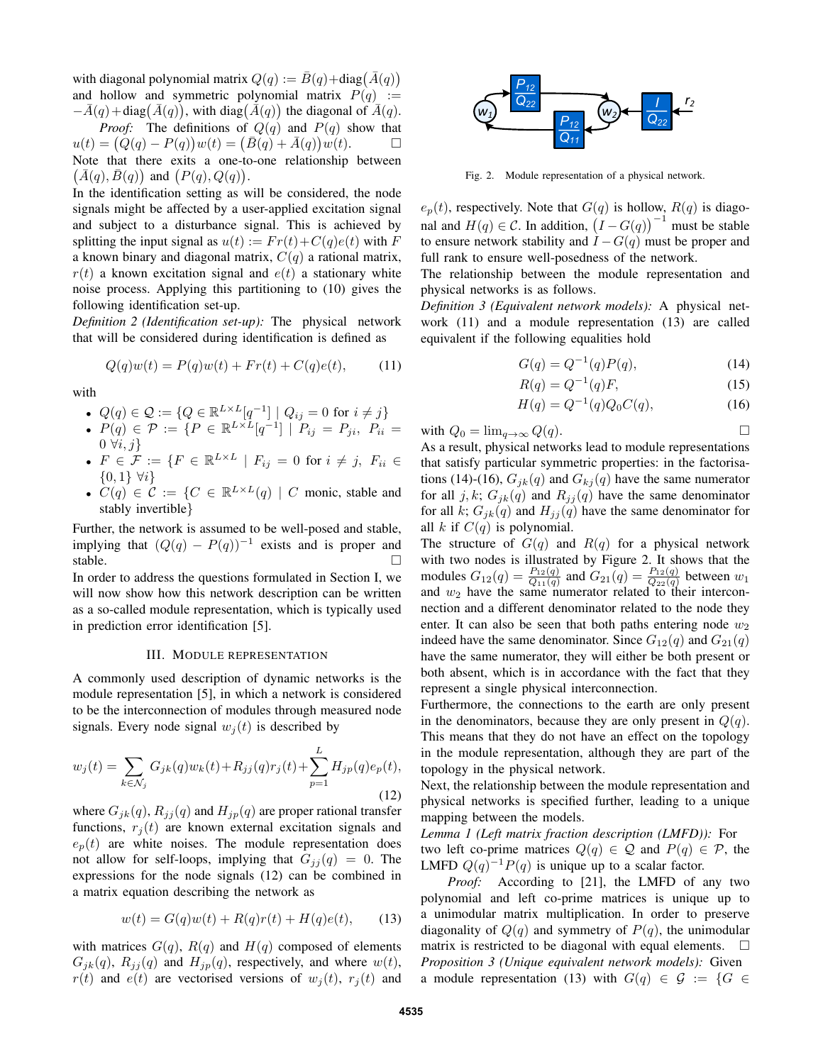with diagonal polynomial matrix $Q(q) := \bar{B}(q) + \text{diag}\big(\bar{A}(q)\big)$ and hollow and symmetric polynomial matrix $P(q) := -\bar{A}(q) + \text{diag}\big(\bar{A}(q)\big)$, with $\text{diag}\big(\bar{A}(q)\big)$ the diagonal of $\bar{A}(q)$.

*Proof:* The definitions of $Q(q)$ and $P(q)$ show that $u(t) = \big(Q(q) - P(q)\big)w(t) = \big(\bar{B}(q) + \bar{A}(q)\big)w(t)$. □

Note that there exits a one-to-one relationship between $\big(\bar{A}(q), \bar{B}(q)\big)$ and $\big(P(q), Q(q)\big)$.

In the identification setting as will be considered, the node signals might be affected by a user-applied excitation signal and subject to a disturbance signal. This is achieved by splitting the input signal as $u(t) := Fr(t) + C(q)e(t)$ with $F$ a known binary and diagonal matrix, $C(q)$ a rational matrix, $r(t)$ a known excitation signal and $e(t)$ a stationary white noise process. Applying this partitioning to (10) gives the following identification set-up.

*Definition 2 (Identification set-up):* The physical network that will be considered during identification is defined as

$$Q(q)w(t) = P(q)w(t) + Fr(t) + C(q)e(t), \qquad (11)$$

with

- $Q(q) \in \mathcal{Q} := \{Q \in \mathbb{R}^{L\times L}[q^{-1}] \mid Q_{ij} = 0 \text{ for } i \neq j\}$
- $P(q) \in \mathcal{P} := \{P \in \mathbb{R}^{L\times L}[q^{-1}] \mid P_{ij} = P_{ji},\ P_{ii} = 0\ \forall i, j\}$
- $F \in \mathcal{F} := \{F \in \mathbb{R}^{L\times L} \mid F_{ij} = 0 \text{ for } i \neq j,\ F_{ii} \in \{0, 1\}\ \forall i\}$
- $C(q) \in \mathcal{C} := \{C \in \mathbb{R}^{L\times L}(q) \mid C \text{ monic, stable and stably invertible}\}$

Further, the network is assumed to be well-posed and stable, implying that $(Q(q) - P(q))^{-1}$ exists and is proper and stable. □

In order to address the questions formulated in Section I, we will now show how this network description can be written as a so-called module representation, which is typically used in prediction error identification [5].

## III. Module Representation

A commonly used description of dynamic networks is the module representation [5], in which a network is considered to be the interconnection of modules through measured node signals. Every node signal $w_j(t)$ is described by

$$w_j(t) = \sum_{k\in\mathcal{N}_j} G_{jk}(q)w_k(t) + R_{jj}(q)r_j(t) + \sum_{p=1}^{L} H_{jp}(q)e_p(t), \qquad (12)$$

where $G_{jk}(q)$, $R_{jj}(q)$ and $H_{jp}(q)$ are proper rational transfer functions, $r_j(t)$ are known external excitation signals and $e_p(t)$ are white noises. The module representation does not allow for self-loops, implying that $G_{jj}(q) = 0$. The expressions for the node signals (12) can be combined in a matrix equation describing the network as

$$w(t) = G(q)w(t) + R(q)r(t) + H(q)e(t), \qquad (13)$$

with matrices $G(q)$, $R(q)$ and $H(q)$ composed of elements $G_{jk}(q)$, $R_{jj}(q)$ and $H_{jp}(q)$, respectively, and where $w(t)$, $r(t)$ and $e(t)$ are vectorised versions of $w_j(t)$, $r_j(t)$ and $e_p(t)$, respectively. Note that $G(q)$ is hollow, $R(q)$ is diagonal and $H(q) \in \mathcal{C}$. In addition, $\big(I - G(q)\big)^{-1}$ must be stable to ensure network stability and $I - G(q)$ must be proper and full rank to ensure well-posedness of the network.

Fig. 2. Module representation of a physical network.

The relationship between the module representation and physical networks is as follows.

*Definition 3 (Equivalent network models):* A physical network (11) and a module representation (13) are called equivalent if the following equalities hold

$$G(q) = Q^{-1}(q)P(q), \qquad (14)$$

$$R(q) = Q^{-1}(q)F, \qquad (15)$$

$$H(q) = Q^{-1}(q)Q_0C(q), \qquad (16)$$

with $Q_0 = \lim_{q\to\infty} Q(q)$. □

As a result, physical networks lead to module representations that satisfy particular symmetric properties: in the factorisations (14)-(16), $G_{jk}(q)$ and $G_{kj}(q)$ have the same numerator for all $j, k$; $G_{jk}(q)$ and $R_{jj}(q)$ have the same denominator for all $k$; $G_{jk}(q)$ and $H_{jj}(q)$ have the same denominator for all $k$ if $C(q)$ is polynomial.

The structure of $G(q)$ and $R(q)$ for a physical network with two nodes is illustrated by Figure 2. It shows that the modules $G_{12}(q) = \frac{P_{12}(q)}{Q_{11}(q)}$ and $G_{21}(q) = \frac{P_{12}(q)}{Q_{22}(q)}$ between $w_1$ and $w_2$ have the same numerator related to their interconnection and a different denominator related to the node they enter. It can also be seen that both paths entering node $w_2$ indeed have the same denominator. Since $G_{12}(q)$ and $G_{21}(q)$ have the same numerator, they will either be both present or both absent, which is in accordance with the fact that they represent a single physical interconnection.

Furthermore, the connections to the earth are only present in the denominators, because they are only present in $Q(q)$. This means that they do not have an effect on the topology in the module representation, although they are part of the topology in the physical network.

Next, the relationship between the module representation and physical networks is specified further, leading to a unique mapping between the models.

*Lemma 1 (Left matrix fraction description (LMFD)):* For two left co-prime matrices $Q(q) \in \mathcal{Q}$ and $P(q) \in \mathcal{P}$, the LMFD $Q(q)^{-1}P(q)$ is unique up to a scalar factor.

*Proof:* According to [21], the LMFD of any two polynomial and left co-prime matrices is unique up to a unimodular matrix multiplication. In order to preserve diagonality of $Q(q)$ and symmetry of $P(q)$, the unimodular matrix is restricted to be diagonal with equal elements. □

*Proposition 3 (Unique equivalent network models):* Given a module representation (13) with $G(q) \in \mathcal{G} := \{G \in$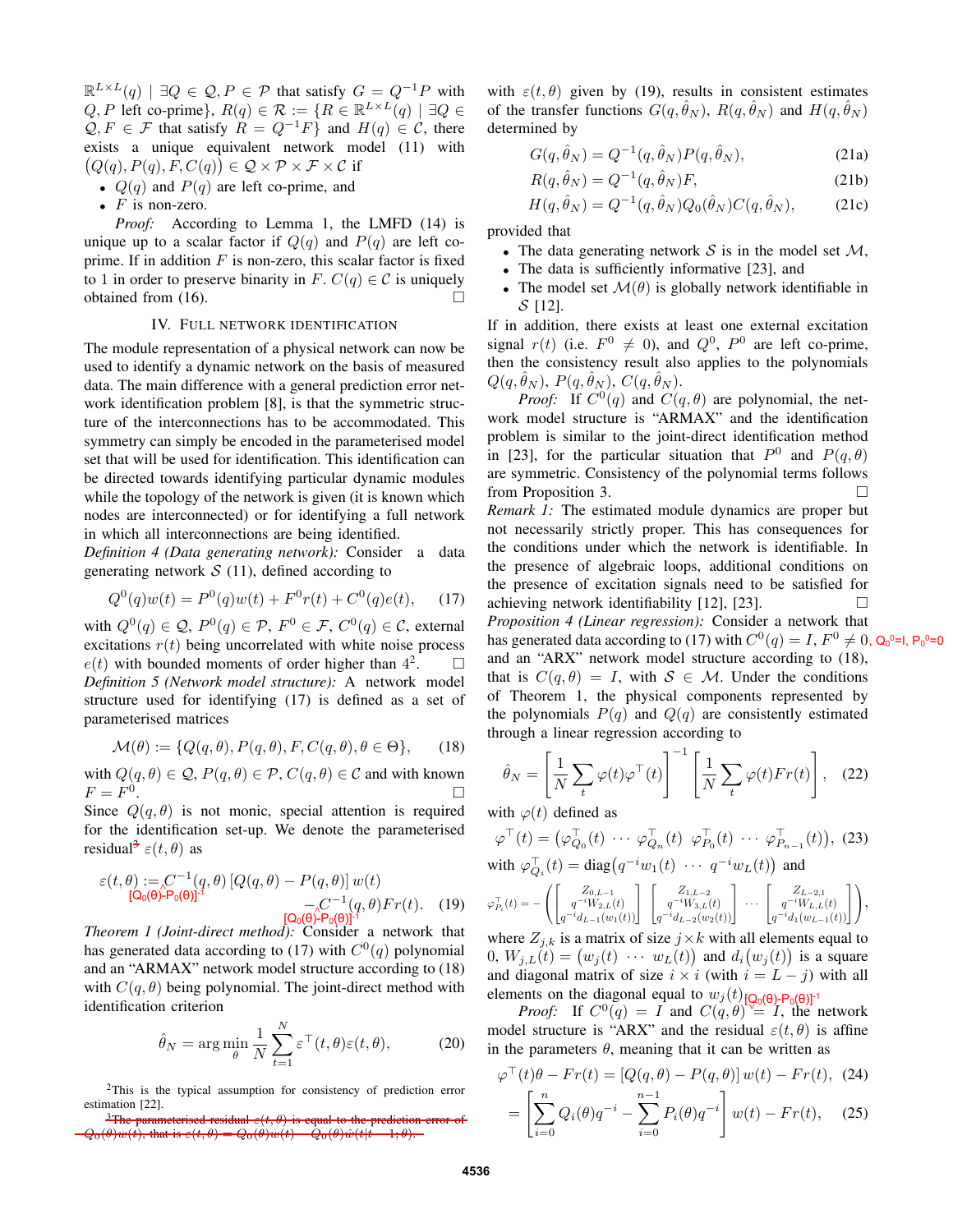$\mathbb{R}^{L\times L}(q) \mid \exists Q \in \mathcal{Q}, P \in \mathcal{P}$ that satisfy $G = Q^{-1}P$ with $Q, P$ left co-prime$\}$, $R(q) \in \mathcal{R} := \{R \in \mathbb{R}^{L\times L}(q) \mid \exists Q \in \mathcal{Q}, F \in \mathcal{F}$ that satisfy $R = Q^{-1}F\}$ and $H(q) \in \mathcal{C}$, there exists a unique equivalent network model (11) with $\big(Q(q), P(q), F, C(q)\big) \in \mathcal{Q} \times \mathcal{P} \times \mathcal{F} \times \mathcal{C}$ if

- $Q(q)$ and $P(q)$ are left co-prime, and
- $F$ is non-zero.

*Proof:* According to Lemma 1, the LMFD (14) is unique up to a scalar factor if $Q(q)$ and $P(q)$ are left co-prime. If in addition $F$ is non-zero, this scalar factor is fixed to 1 in order to preserve binarity in $F$. $C(q) \in \mathcal{C}$ is uniquely obtained from (16). □

## IV. Full network identification

The module representation of a physical network can now be used to identify a dynamic network on the basis of measured data. The main difference with a general prediction error network identification problem [8], is that the symmetric structure of the interconnections has to be accommodated. This symmetry can simply be encoded in the parameterised model set that will be used for identification. This identification can be directed towards identifying particular dynamic modules while the topology of the network is given (it is known which nodes are interconnected) or for identifying a full network in which all interconnections are being identified.

*Definition 4 (Data generating network):* Consider a data generating network $\mathcal{S}$ (11), defined according to

$$Q^0(q)w(t) = P^0(q)w(t) + F^0 r(t) + C^0(q)e(t), \tag{17}$$

with $Q^0(q) \in \mathcal{Q}$, $P^0(q) \in \mathcal{P}$, $F^0 \in \mathcal{F}$, $C^0(q) \in \mathcal{C}$, external excitations $r(t)$ being uncorrelated with white noise process $e(t)$ with bounded moments of order higher than 4[2]. □

*Definition 5 (Network model structure):* A network model structure used for identifying (17) is defined as a set of parameterised matrices

$$\mathcal{M}(\theta) := \{Q(q,\theta), P(q,\theta), F, C(q,\theta), \theta \in \Theta\}, \tag{18}$$

with $Q(q,\theta) \in \mathcal{Q}$, $P(q,\theta) \in \mathcal{P}$, $C(q,\theta) \in \mathcal{C}$ and with known $F = F^0$. □

Since $Q(q,\theta)$ is not monic, special attention is required for the identification set-up. We denote the parameterised residual[3] $\varepsilon(t,\theta)$ as

$$\varepsilon(t,\theta) := C^{-1}(q,\theta)\left[Q(q,\theta) - P(q,\theta)\right]w(t) - C^{-1}(q,\theta)Fr(t). \tag{19}$$

[Handwritten annotation: $C^{-1}$ replaced by $[Q_0(\theta)-P_0(\theta)]^{-1}$ in both terms]

*Theorem 1 (Joint-direct method):* Consider a network that has generated data according to (17) with $C^0(q)$ polynomial and an "ARMAX" network model structure according to (18) with $C(q,\theta)$ being polynomial. The joint-direct method with identification criterion

$$\hat{\theta}_N = \arg\min_{\theta} \frac{1}{N}\sum_{t=1}^{N} \varepsilon^\top(t,\theta)\varepsilon(t,\theta), \tag{20}$$

with $\varepsilon(t,\theta)$ given by (19), results in consistent estimates of the transfer functions $G(q,\hat{\theta}_N)$, $R(q,\hat{\theta}_N)$ and $H(q,\hat{\theta}_N)$ determined by

$$G(q,\hat{\theta}_N) = Q^{-1}(q,\hat{\theta}_N)P(q,\hat{\theta}_N), \tag{21a}$$

$$R(q,\hat{\theta}_N) = Q^{-1}(q,\hat{\theta}_N)F, \tag{21b}$$

$$H(q,\hat{\theta}_N) = Q^{-1}(q,\hat{\theta}_N)Q_0(\hat{\theta}_N)C(q,\hat{\theta}_N), \tag{21c}$$

provided that

- The data generating network $\mathcal{S}$ is in the model set $\mathcal{M}$,
- The data is sufficiently informative [23], and
- The model set $\mathcal{M}(\theta)$ is globally network identifiable in $\mathcal{S}$ [12].

If in addition, there exists at least one external excitation signal $r(t)$ (i.e. $F^0 \neq 0$), and $Q^0$, $P^0$ are left co-prime, then the consistency result also applies to the polynomials $Q(q,\hat{\theta}_N)$, $P(q,\hat{\theta}_N)$, $C(q,\hat{\theta}_N)$.

*Proof:* If $C^0(q)$ and $C(q,\theta)$ are polynomial, the network model structure is "ARMAX" and the identification problem is similar to the joint-direct identification method in [23], for the particular situation that $P^0$ and $P(q,\theta)$ are symmetric. Consistency of the polynomial terms follows from Proposition 3. □

*Remark 1:* The estimated module dynamics are proper but not necessarily strictly proper. This has consequences for the conditions under which the network is identifiable. In the presence of algebraic loops, additional conditions on the presence of excitation signals need to be satisfied for achieving network identifiability [12], [23]. □

*Proposition 4 (Linear regression):* Consider a network that has generated data according to (17) with $C^0(q) = I$, $F^0 \neq 0$, [Handwritten annotation: $Q_0^0=I$, $P_0^0=0$] and an "ARX" network model structure according to (18), that is $C(q,\theta) = I$, with $\mathcal{S} \in \mathcal{M}$. Under the conditions of Theorem 1, the physical components represented by the polynomials $P(q)$ and $Q(q)$ are consistently estimated through a linear regression according to

$$\hat{\theta}_N = \left[\frac{1}{N}\sum_t \varphi(t)\varphi^\top(t)\right]^{-1}\left[\frac{1}{N}\sum_t \varphi(t)Fr(t)\right], \tag{22}$$

with $\varphi(t)$ defined as

$$\varphi^\top(t) = \left(\varphi^\top_{Q_0}(t) \;\cdots\; \varphi^\top_{Q_n}(t) \;\; \varphi^\top_{P_0}(t) \;\cdots\; \varphi^\top_{P_{n-1}}(t)\right), \tag{23}$$

with $\varphi^\top_{Q_i}(t) = \operatorname{diag}\left(q^{-i}w_1(t) \;\cdots\; q^{-i}w_L(t)\right)$ and

$$\varphi^\top_{P_i}(t) = -\left(\begin{bmatrix} Z_{0,L-1} \\ q^{-i}W_{2,L}(t) \\ q^{-i}d_{L-1}(w_1(t)) \end{bmatrix} \begin{bmatrix} Z_{1,L-2} \\ q^{-i}W_{3,L}(t) \\ q^{-i}d_{L-2}(w_2(t)) \end{bmatrix} \cdots \begin{bmatrix} Z_{L-2,1} \\ q^{-i}W_{L,L}(t) \\ q^{-i}d_1(w_{L-1}(t)) \end{bmatrix}\right),$$

where $Z_{j,k}$ is a matrix of size $j\times k$ with all elements equal to 0, $W_{j,L}(t) = \big(w_j(t) \;\cdots\; w_L(t)\big)$ and $d_i\big(w_j(t)\big)$ is a square and diagonal matrix of size $i \times i$ (with $i = L - j$) with all elements on the diagonal equal to $w_j(t)$.

*Proof:* If $C^0(q) = I$ and $C(q,\theta) = I$, the network model structure is "ARX" and the residual $\varepsilon(t,\theta)$ is affine in the parameters $\theta$, meaning that it can be written as

[Handwritten annotation: $C(q,\theta)$ replaced by $[Q_0(\theta)-P_0(\theta)]^{-1}$]

$$\varphi^\top(t)\theta - Fr(t) = \left[Q(q,\theta) - P(q,\theta)\right]w(t) - Fr(t), \tag{24}$$

$$= \left[\sum_{i=0}^{n} Q_i(\theta)q^{-i} - \sum_{i=0}^{n-1} P_i(\theta)q^{-i}\right]w(t) - Fr(t), \tag{25}$$

---

[2] This is the typical assumption for consistency of prediction error estimation [22].

[3] ~~The parameterised residual $\varepsilon(t,\theta)$ is equal to the prediction error of $Q_0(\theta)w(t)$, that is $\varepsilon(t,\theta) = Q_0(\theta)w(t) - Q_0(\theta)\hat{w}(t|t-1;\theta)$.~~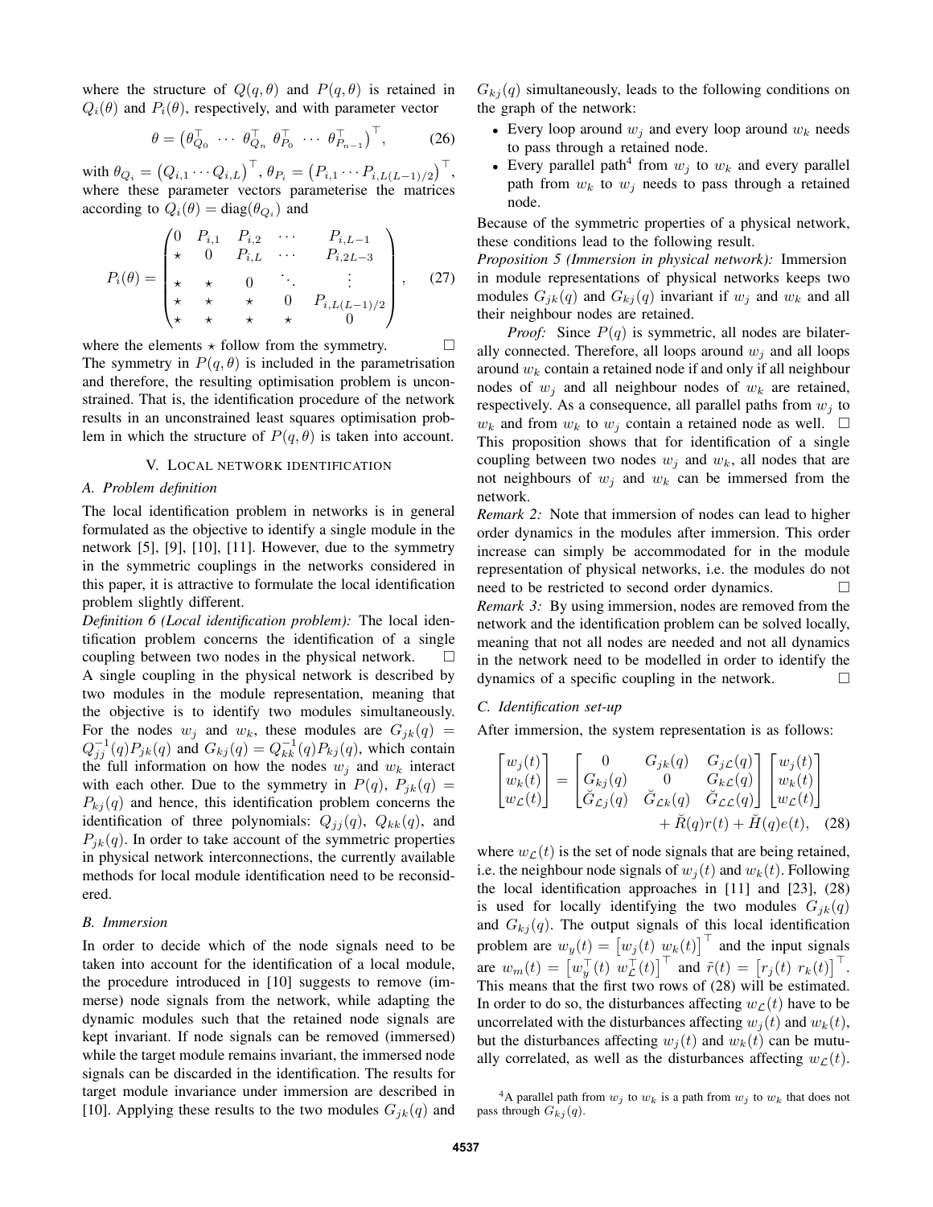where the structure of $Q(q,\theta)$ and $P(q,\theta)$ is retained in $Q_i(\theta)$ and $P_i(\theta)$, respectively, and with parameter vector

$$\theta = \begin{pmatrix} \theta_{Q_0}^\top & \cdots & \theta_{Q_n}^\top & \theta_{P_0}^\top & \cdots & \theta_{P_{n-1}}^\top \end{pmatrix}^\top, \qquad (26)$$

with $\theta_{Q_i} = \begin{pmatrix} Q_{i,1} \cdots Q_{i,L} \end{pmatrix}^\top$, $\theta_{P_i} = \begin{pmatrix} P_{i,1} \cdots P_{i,L(L-1)/2} \end{pmatrix}^\top$, where these parameter vectors parameterise the matrices according to $Q_i(\theta) = \mathrm{diag}(\theta_{Q_i})$ and

$$P_i(\theta) = \begin{pmatrix} 0 & P_{i,1} & P_{i,2} & \cdots & P_{i,L-1} \\ \star & 0 & P_{i,L} & \cdots & P_{i,2L-3} \\ \star & \star & 0 & \ddots & \vdots \\ \star & \star & \star & 0 & P_{i,L(L-1)/2} \\ \star & \star & \star & \star & 0 \end{pmatrix}, \qquad (27)$$

where the elements $\star$ follow from the symmetry. □

The symmetry in $P(q,\theta)$ is included in the parametrisation and therefore, the resulting optimisation problem is unconstrained. That is, the identification procedure of the network results in an unconstrained least squares optimisation problem in which the structure of $P(q,\theta)$ is taken into account.

## V. Local network identification

### A. Problem definition

The local identification problem in networks is in general formulated as the objective to identify a single module in the network [5], [9], [10], [11]. However, due to the symmetry in the symmetric couplings in the networks considered in this paper, it is attractive to formulate the local identification problem slightly different.

*Definition 6 (Local identification problem):* The local identification problem concerns the identification of a single coupling between two nodes in the physical network. □

A single coupling in the physical network is described by two modules in the module representation, meaning that the objective is to identify two modules simultaneously. For the nodes $w_j$ and $w_k$, these modules are $G_{jk}(q) = Q_{jj}^{-1}(q)P_{jk}(q)$ and $G_{kj}(q) = Q_{kk}^{-1}(q)P_{kj}(q)$, which contain the full information on how the nodes $w_j$ and $w_k$ interact with each other. Due to the symmetry in $P(q)$, $P_{jk}(q) = P_{kj}(q)$ and hence, this identification problem concerns the identification of three polynomials: $Q_{jj}(q)$, $Q_{kk}(q)$, and $P_{jk}(q)$. In order to take account of the symmetric properties in physical network interconnections, the currently available methods for local module identification need to be reconsidered.

### B. Immersion

In order to decide which of the node signals need to be taken into account for the identification of a local module, the procedure introduced in [10] suggests to remove (immerse) node signals from the network, while adapting the dynamic modules such that the retained node signals are kept invariant. If node signals can be removed (immersed) while the target module remains invariant, the immersed node signals can be discarded in the identification. The results for target module invariance under immersion are described in [10]. Applying these results to the two modules $G_{jk}(q)$ and $G_{kj}(q)$ simultaneously, leads to the following conditions on the graph of the network:

- Every loop around $w_j$ and every loop around $w_k$ needs to pass through a retained node.
- Every parallel path[4] from $w_j$ to $w_k$ and every parallel path from $w_k$ to $w_j$ needs to pass through a retained node.

Because of the symmetric properties of a physical network, these conditions lead to the following result.

*Proposition 5 (Immersion in physical network):* Immersion in module representations of physical networks keeps two modules $G_{jk}(q)$ and $G_{kj}(q)$ invariant if $w_j$ and $w_k$ and all their neighbour nodes are retained.

*Proof:* Since $P(q)$ is symmetric, all nodes are bilaterally connected. Therefore, all loops around $w_j$ and all loops around $w_k$ contain a retained node if and only if all neighbour nodes of $w_j$ and all neighbour nodes of $w_k$ are retained, respectively. As a consequence, all parallel paths from $w_j$ to $w_k$ and from $w_k$ to $w_j$ contain a retained node as well. □

This proposition shows that for identification of a single coupling between two nodes $w_j$ and $w_k$, all nodes that are not neighbours of $w_j$ and $w_k$ can be immersed from the network.

*Remark 2:* Note that immersion of nodes can lead to higher order dynamics in the modules after immersion. This order increase can simply be accommodated for in the module representation of physical networks, i.e. the modules do not need to be restricted to second order dynamics. □

*Remark 3:* By using immersion, nodes are removed from the network and the identification problem can be solved locally, meaning that not all nodes are needed and not all dynamics in the network need to be modelled in order to identify the dynamics of a specific coupling in the network. □

### C. Identification set-up

After immersion, the system representation is as follows:

$$\begin{bmatrix} w_j(t) \\ w_k(t) \\ w_{\mathcal{L}}(t) \end{bmatrix} = \begin{bmatrix} 0 & G_{jk}(q) & G_{j\mathcal{L}}(q) \\ G_{kj}(q) & 0 & G_{k\mathcal{L}}(q) \\ \breve{G}_{\mathcal{L}j}(q) & \breve{G}_{\mathcal{L}k}(q) & \breve{G}_{\mathcal{L}\mathcal{L}}(q) \end{bmatrix} \begin{bmatrix} w_j(t) \\ w_k(t) \\ w_{\mathcal{L}}(t) \end{bmatrix} + \breve{R}(q)r(t) + \breve{H}(q)e(t), \quad (28)$$

where $w_{\mathcal{L}}(t)$ is the set of node signals that are being retained, i.e. the neighbour node signals of $w_j(t)$ and $w_k(t)$. Following the local identification approaches in [11] and [23], (28) is used for locally identifying the two modules $G_{jk}(q)$ and $G_{kj}(q)$. The output signals of this local identification problem are $w_y(t) = \begin{bmatrix} w_j(t) & w_k(t) \end{bmatrix}^\top$ and the input signals are $w_m(t) = \begin{bmatrix} w_y^\top(t) & w_{\mathcal{L}}^\top(t) \end{bmatrix}^\top$ and $\tilde{r}(t) = \begin{bmatrix} r_j(t) & r_k(t) \end{bmatrix}^\top$. This means that the first two rows of (28) will be estimated. In order to do so, the disturbances affecting $w_{\mathcal{L}}(t)$ have to be uncorrelated with the disturbances affecting $w_j(t)$ and $w_k(t)$, but the disturbances affecting $w_j(t)$ and $w_k(t)$ can be mutually correlated, as well as the disturbances affecting $w_{\mathcal{L}}(t)$.

[4] A parallel path from $w_j$ to $w_k$ is a path from $w_j$ to $w_k$ that does not pass through $G_{kj}(q)$.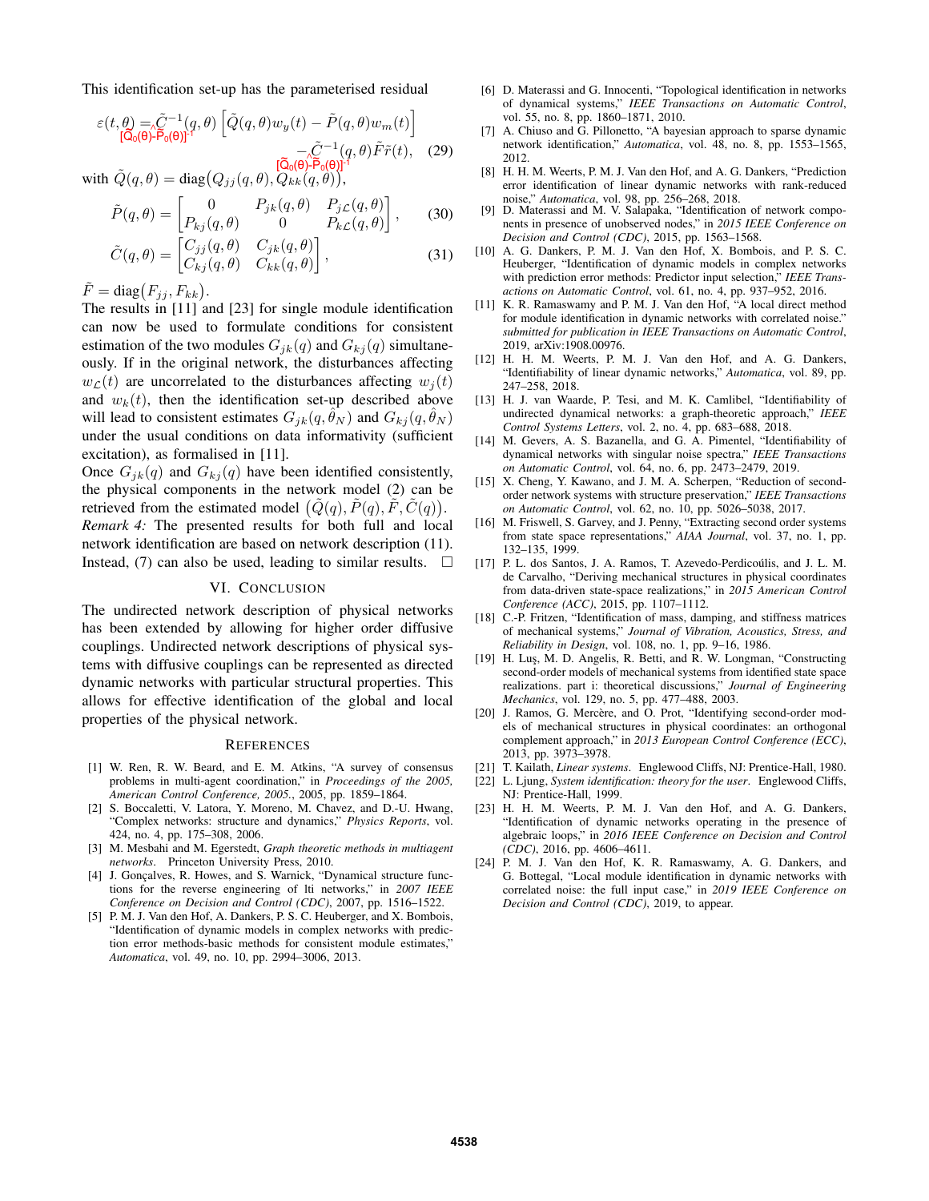This identification set-up has the parameterised residual

$$\varepsilon(t,\theta) = \tilde{C}^{-1}(q,\theta)\left[\tilde{Q}(q,\theta)w_y(t) - \tilde{P}(q,\theta)w_m(t)\right] - \tilde{C}^{-1}(q,\theta)\tilde{F}\tilde{r}(t), \quad (29)$$

with $\tilde{Q}(q,\theta) = \text{diag}\big(Q_{jj}(q,\theta), Q_{kk}(q,\theta)\big)$,

$$\tilde{P}(q,\theta) = \begin{bmatrix} 0 & P_{jk}(q,\theta) & P_{j\mathcal{L}}(q,\theta) \\ P_{kj}(q,\theta) & 0 & P_{k\mathcal{L}}(q,\theta) \end{bmatrix}, \quad (30)$$

$$\tilde{C}(q,\theta) = \begin{bmatrix} C_{jj}(q,\theta) & C_{jk}(q,\theta) \\ C_{kj}(q,\theta) & C_{kk}(q,\theta) \end{bmatrix}, \quad (31)$$

$\tilde{F} = \text{diag}\big(F_{jj}, F_{kk}\big)$.

The results in [11] and [23] for single module identification can now be used to formulate conditions for consistent estimation of the two modules $G_{jk}(q)$ and $G_{kj}(q)$ simultaneously. If in the original network, the disturbances affecting $w_{\mathcal{L}}(t)$ are uncorrelated to the disturbances affecting $w_j(t)$ and $w_k(t)$, then the identification set-up described above will lead to consistent estimates $G_{jk}(q,\hat{\theta}_N)$ and $G_{kj}(q,\hat{\theta}_N)$ under the usual conditions on data informativity (sufficient excitation), as formalised in [11].

Once $G_{jk}(q)$ and $G_{kj}(q)$ have been identified consistently, the physical components in the network model (2) can be retrieved from the estimated model $\big(\tilde{Q}(q), \tilde{P}(q), \tilde{F}, \tilde{C}(q)\big)$.

*Remark 4:* The presented results for both full and local network identification are based on network description (11). Instead, (7) can also be used, leading to similar results. □

## VI. Conclusion

The undirected network description of physical networks has been extended by allowing for higher order diffusive couplings. Undirected network descriptions of physical systems with diffusive couplings can be represented as directed dynamic networks with particular structural properties. This allows for effective identification of the global and local properties of the physical network.

## References

[1] W. Ren, R. W. Beard, and E. M. Atkins, "A survey of consensus problems in multi-agent coordination," in *Proceedings of the 2005, American Control Conference, 2005.*, 2005, pp. 1859–1864.

[2] S. Boccaletti, V. Latora, Y. Moreno, M. Chavez, and D.-U. Hwang, "Complex networks: structure and dynamics," *Physics Reports*, vol. 424, no. 4, pp. 175–308, 2006.

[3] M. Mesbahi and M. Egerstedt, *Graph theoretic methods in multiagent networks*. Princeton University Press, 2010.

[4] J. Gonçalves, R. Howes, and S. Warnick, "Dynamical structure functions for the reverse engineering of lti networks," in *2007 IEEE Conference on Decision and Control (CDC)*, 2007, pp. 1516–1522.

[5] P. M. J. Van den Hof, A. Dankers, P. S. C. Heuberger, and X. Bombois, "Identification of dynamic models in complex networks with prediction error methods-basic methods for consistent module estimates," *Automatica*, vol. 49, no. 10, pp. 2994–3006, 2013.

[6] D. Materassi and G. Innocenti, "Topological identification in networks of dynamical systems," *IEEE Transactions on Automatic Control*, vol. 55, no. 8, pp. 1860–1871, 2010.

[7] A. Chiuso and G. Pillonetto, "A bayesian approach to sparse dynamic network identification," *Automatica*, vol. 48, no. 8, pp. 1553–1565, 2012.

[8] H. H. M. Weerts, P. M. J. Van den Hof, and A. G. Dankers, "Prediction error identification of linear dynamic networks with rank-reduced noise," *Automatica*, vol. 98, pp. 256–268, 2018.

[9] D. Materassi and M. V. Salapaka, "Identification of network components in presence of unobserved nodes," in *2015 IEEE Conference on Decision and Control (CDC)*, 2015, pp. 1563–1568.

[10] A. G. Dankers, P. M. J. Van den Hof, X. Bombois, and P. S. C. Heuberger, "Identification of dynamic models in complex networks with prediction error methods: Predictor input selection," *IEEE Transactions on Automatic Control*, vol. 61, no. 4, pp. 937–952, 2016.

[11] K. R. Ramaswamy and P. M. J. Van den Hof, "A local direct method for module identification in dynamic networks with correlated noise." *submitted for publication in IEEE Transactions on Automatic Control*, 2019, arXiv:1908.00976.

[12] H. H. M. Weerts, P. M. J. Van den Hof, and A. G. Dankers, "Identifiability of linear dynamic networks," *Automatica*, vol. 89, pp. 247–258, 2018.

[13] H. J. van Waarde, P. Tesi, and M. K. Camlibel, "Identifiability of undirected dynamical networks: a graph-theoretic approach," *IEEE Control Systems Letters*, vol. 2, no. 4, pp. 683–688, 2018.

[14] M. Gevers, A. S. Bazanella, and G. A. Pimentel, "Identifiability of dynamical networks with singular noise spectra," *IEEE Transactions on Automatic Control*, vol. 64, no. 6, pp. 2473–2479, 2019.

[15] X. Cheng, Y. Kawano, and J. M. A. Scherpen, "Reduction of second-order network systems with structure preservation," *IEEE Transactions on Automatic Control*, vol. 62, no. 10, pp. 5026–5038, 2017.

[16] M. Friswell, S. Garvey, and J. Penny, "Extracting second order systems from state space representations," *AIAA Journal*, vol. 37, no. 1, pp. 132–135, 1999.

[17] P. L. dos Santos, J. A. Ramos, T. Azevedo-Perdicoúlis, and J. L. M. de Carvalho, "Deriving mechanical structures in physical coordinates from data-driven state-space realizations," in *2015 American Control Conference (ACC)*, 2015, pp. 1107–1112.

[18] C.-P. Fritzen, "Identification of mass, damping, and stiffness matrices of mechanical systems," *Journal of Vibration, Acoustics, Stress, and Reliability in Design*, vol. 108, no. 1, pp. 9–16, 1986.

[19] H. Luş, M. D. Angelis, R. Betti, and R. W. Longman, "Constructing second-order models of mechanical systems from identified state space realizations. part i: theoretical discussions," *Journal of Engineering Mechanics*, vol. 129, no. 5, pp. 477–488, 2003.

[20] J. Ramos, G. Mercère, and O. Prot, "Identifying second-order models of mechanical structures in physical coordinates: an orthogonal complement approach," in *2013 European Control Conference (ECC)*, 2013, pp. 3973–3978.

[21] T. Kailath, *Linear systems*. Englewood Cliffs, NJ: Prentice-Hall, 1980.

[22] L. Ljung, *System identification: theory for the user*. Englewood Cliffs, NJ: Prentice-Hall, 1999.

[23] H. H. M. Weerts, P. M. J. Van den Hof, and A. G. Dankers, "Identification of dynamic networks operating in the presence of algebraic loops," in *2016 IEEE Conference on Decision and Control (CDC)*, 2016, pp. 4606–4611.

[24] P. M. J. Van den Hof, K. R. Ramaswamy, A. G. Dankers, and G. Bottegal, "Local module identification in dynamic networks with correlated noise: the full input case," in *2019 IEEE Conference on Decision and Control (CDC)*, 2019, to appear.